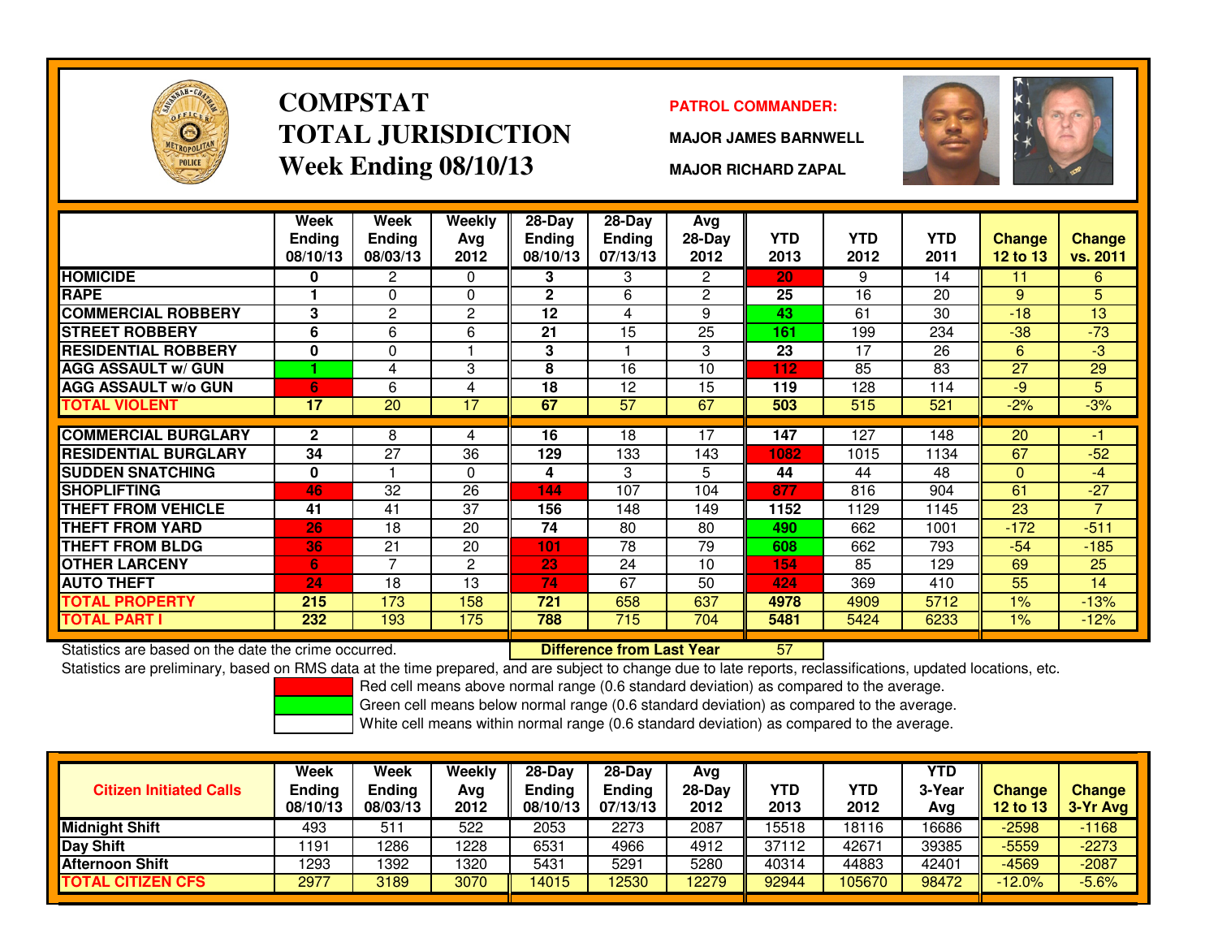# COMPSTAT
# TOTAL JURISDICTION
## Week Ending 08/10/13

**PATROL COMMANDER:**

**MAJOR JAMES BARNWELL**

**MAJOR RICHARD ZAPAL**

| | Week Ending 08/10/13 | Week Ending 08/03/13 | Weekly Avg 2012 | 28-Day Ending 08/10/13 | 28-Day Ending 07/13/13 | Avg 28-Day 2012 | YTD 2013 | YTD 2012 | YTD 2011 | Change 12 to 13 | Change vs. 2011 |
|---|---|---|---|---|---|---|---|---|---|---|---|
| HOMICIDE | 0 | 2 | 0 | 3 | 3 | 2 | 20 | 9 | 14 | 11 | 6 |
| RAPE | 1 | 0 | 0 | 2 | 6 | 2 | 25 | 16 | 20 | 9 | 5 |
| COMMERCIAL ROBBERY | 3 | 2 | 2 | 12 | 4 | 9 | 43 | 61 | 30 | -18 | 13 |
| STREET ROBBERY | 6 | 6 | 6 | 21 | 15 | 25 | 161 | 199 | 234 | -38 | -73 |
| RESIDENTIAL ROBBERY | 0 | 0 | 1 | 3 | 1 | 3 | 23 | 17 | 26 | 6 | -3 |
| AGG ASSAULT w/ GUN | 1 | 4 | 3 | 8 | 16 | 10 | 112 | 85 | 83 | 27 | 29 |
| AGG ASSAULT w/o GUN | 6 | 6 | 4 | 18 | 12 | 15 | 119 | 128 | 114 | -9 | 5 |
| TOTAL VIOLENT | 17 | 20 | 17 | 67 | 57 | 67 | 503 | 515 | 521 | -2% | -3% |
| COMMERCIAL BURGLARY | 2 | 8 | 4 | 16 | 18 | 17 | 147 | 127 | 148 | 20 | -1 |
| RESIDENTIAL BURGLARY | 34 | 27 | 36 | 129 | 133 | 143 | 1082 | 1015 | 1134 | 67 | -52 |
| SUDDEN SNATCHING | 0 | 1 | 0 | 4 | 3 | 5 | 44 | 44 | 48 | 0 | -4 |
| SHOPLIFTING | 46 | 32 | 26 | 144 | 107 | 104 | 877 | 816 | 904 | 61 | -27 |
| THEFT FROM VEHICLE | 41 | 41 | 37 | 156 | 148 | 149 | 1152 | 1129 | 1145 | 23 | 7 |
| THEFT FROM YARD | 26 | 18 | 20 | 74 | 80 | 80 | 490 | 662 | 1001 | -172 | -511 |
| THEFT FROM BLDG | 36 | 21 | 20 | 101 | 78 | 79 | 608 | 662 | 793 | -54 | -185 |
| OTHER LARCENY | 6 | 7 | 2 | 23 | 24 | 10 | 154 | 85 | 129 | 69 | 25 |
| AUTO THEFT | 24 | 18 | 13 | 74 | 67 | 50 | 424 | 369 | 410 | 55 | 14 |
| TOTAL PROPERTY | 215 | 173 | 158 | 721 | 658 | 637 | 4978 | 4909 | 5712 | 1% | -13% |
| TOTAL PART I | 232 | 193 | 175 | 788 | 715 | 704 | 5481 | 5424 | 6233 | 1% | -12% |

Statistics are based on the date the crime occurred. **Difference from Last Year** 57

Statistics are preliminary, based on RMS data at the time prepared, and are subject to change due to late reports, reclassifications, updated locations, etc.

Red cell means above normal range (0.6 standard deviation) as compared to the average.

Green cell means below normal range (0.6 standard deviation) as compared to the average.

White cell means within normal range (0.6 standard deviation) as compared to the average.

| Citizen Initiated Calls | Week Ending 08/10/13 | Week Ending 08/03/13 | Weekly Avg 2012 | 28-Day Ending 08/10/13 | 28-Day Ending 07/13/13 | Avg 28-Day 2012 | YTD 2013 | YTD 2012 | YTD 3-Year Avg | Change 12 to 13 | Change 3-Yr Avg |
|---|---|---|---|---|---|---|---|---|---|---|---|
| Midnight Shift | 493 | 511 | 522 | 2053 | 2273 | 2087 | 15518 | 18116 | 16686 | -2598 | -1168 |
| Day Shift | 1191 | 1286 | 1228 | 6531 | 4966 | 4912 | 37112 | 42671 | 39385 | -5559 | -2273 |
| Afternoon Shift | 1293 | 1392 | 1320 | 5431 | 5291 | 5280 | 40314 | 44883 | 42401 | -4569 | -2087 |
| TOTAL CITIZEN CFS | 2977 | 3189 | 3070 | 14015 | 12530 | 12279 | 92944 | 105670 | 98472 | -12.0% | -5.6% |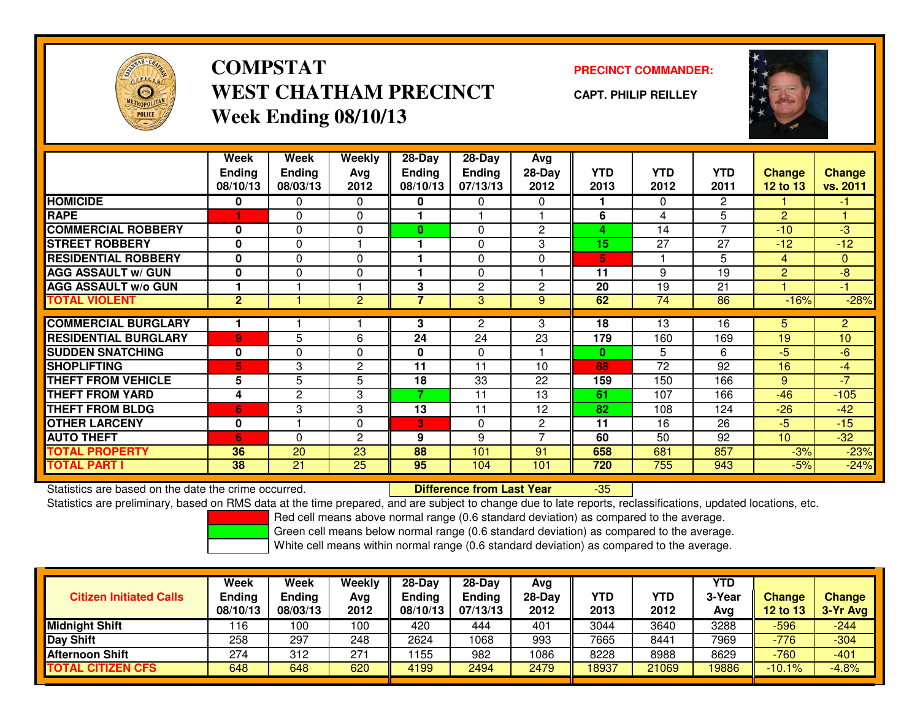# COMPSTAT
# WEST CHATHAM PRECINCT
## Week Ending 08/10/13

**PRECINCT COMMANDER:**

**CAPT. PHILIP REILLEY**

| | Week Ending 08/10/13 | Week Ending 08/03/13 | Weekly Avg 2012 | 28-Day Ending 08/10/13 | 28-Day Ending 07/13/13 | Avg 28-Day 2012 | YTD 2013 | YTD 2012 | YTD 2011 | Change 12 to 13 | Change vs. 2011 |
|---|---|---|---|---|---|---|---|---|---|---|---|
| HOMICIDE | 0 | 0 | 0 | 0 | 0 | 0 | 1 | 0 | 2 | 1 | -1 |
| RAPE | 1 | 0 | 0 | 1 | 1 | 1 | 6 | 4 | 5 | 2 | 1 |
| COMMERCIAL ROBBERY | 0 | 0 | 0 | 0 | 0 | 2 | 4 | 14 | 7 | -10 | -3 |
| STREET ROBBERY | 0 | 0 | 1 | 1 | 0 | 3 | 15 | 27 | 27 | -12 | -12 |
| RESIDENTIAL ROBBERY | 0 | 0 | 0 | 1 | 0 | 0 | 5 | 1 | 5 | 4 | 0 |
| AGG ASSAULT w/ GUN | 0 | 0 | 0 | 1 | 0 | 1 | 11 | 9 | 19 | 2 | -8 |
| AGG ASSAULT w/o GUN | 1 | 1 | 1 | 3 | 2 | 2 | 20 | 19 | 21 | 1 | -1 |
| TOTAL VIOLENT | 2 | 1 | 2 | 7 | 3 | 9 | 62 | 74 | 86 | -16% | -28% |
| COMMERCIAL BURGLARY | 1 | 1 | 1 | 3 | 2 | 3 | 18 | 13 | 16 | 5 | 2 |
| RESIDENTIAL BURGLARY | 9 | 5 | 6 | 24 | 24 | 23 | 179 | 160 | 169 | 19 | 10 |
| SUDDEN SNATCHING | 0 | 0 | 0 | 0 | 0 | 1 | 0 | 5 | 6 | -5 | -6 |
| SHOPLIFTING | 5 | 3 | 2 | 11 | 11 | 10 | 88 | 72 | 92 | 16 | -4 |
| THEFT FROM VEHICLE | 5 | 5 | 5 | 18 | 33 | 22 | 159 | 150 | 166 | 9 | -7 |
| THEFT FROM YARD | 4 | 2 | 3 | 7 | 11 | 13 | 61 | 107 | 166 | -46 | -105 |
| THEFT FROM BLDG | 6 | 3 | 3 | 13 | 11 | 12 | 82 | 108 | 124 | -26 | -42 |
| OTHER LARCENY | 0 | 1 | 0 | 3 | 0 | 2 | 11 | 16 | 26 | -5 | -15 |
| AUTO THEFT | 6 | 0 | 2 | 9 | 9 | 7 | 60 | 50 | 92 | 10 | -32 |
| TOTAL PROPERTY | 36 | 20 | 23 | 88 | 101 | 91 | 658 | 681 | 857 | -3% | -23% |
| TOTAL PART I | 38 | 21 | 25 | 95 | 104 | 101 | 720 | 755 | 943 | -5% | -24% |

Statistics are based on the date the crime occurred. **Difference from Last Year** -35

Statistics are preliminary, based on RMS data at the time prepared, and are subject to change due to late reports, reclassifications, updated locations, etc.

Red cell means above normal range (0.6 standard deviation) as compared to the average.
Green cell means below normal range (0.6 standard deviation) as compared to the average.
White cell means within normal range (0.6 standard deviation) as compared to the average.

| Citizen Initiated Calls | Week Ending 08/10/13 | Week Ending 08/03/13 | Weekly Avg 2012 | 28-Day Ending 08/10/13 | 28-Day Ending 07/13/13 | Avg 28-Day 2012 | YTD 2013 | YTD 2012 | YTD 3-Year Avg | Change 12 to 13 | Change 3-Yr Avg |
|---|---|---|---|---|---|---|---|---|---|---|---|
| Midnight Shift | 116 | 100 | 100 | 420 | 444 | 401 | 3044 | 3640 | 3288 | -596 | -244 |
| Day Shift | 258 | 297 | 248 | 2624 | 1068 | 993 | 7665 | 8441 | 7969 | -776 | -304 |
| Afternoon Shift | 274 | 312 | 271 | 1155 | 982 | 1086 | 8228 | 8988 | 8629 | -760 | -401 |
| TOTAL CITIZEN CFS | 648 | 648 | 620 | 4199 | 2494 | 2479 | 18937 | 21069 | 19886 | -10.1% | -4.8% |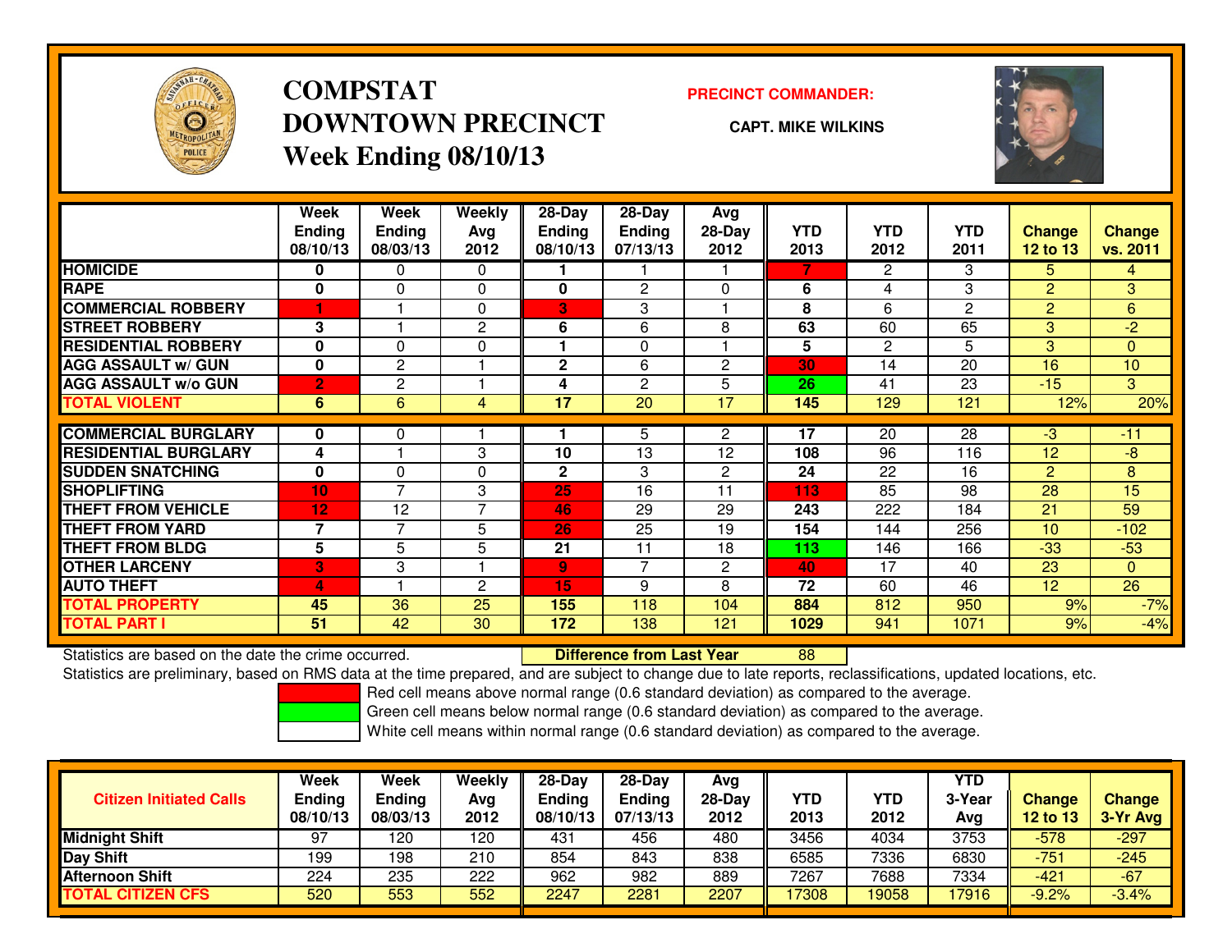# COMPSTAT
# DOWNTOWN PRECINCT
## Week Ending 08/10/13

**PRECINCT COMMANDER:**

**CAPT. MIKE WILKINS**

| | Week Ending 08/10/13 | Week Ending 08/03/13 | Weekly Avg 2012 | 28-Day Ending 08/10/13 | 28-Day Ending 07/13/13 | Avg 28-Day 2012 | YTD 2013 | YTD 2012 | YTD 2011 | Change 12 to 13 | Change vs. 2011 |
|---|---|---|---|---|---|---|---|---|---|---|---|
| HOMICIDE | 0 | 0 | 0 | 1 | 1 | 1 | 7 | 2 | 3 | 5 | 4 |
| RAPE | 0 | 0 | 0 | 0 | 2 | 0 | 6 | 4 | 3 | 2 | 3 |
| COMMERCIAL ROBBERY | 1 | 1 | 0 | 3 | 3 | 1 | 8 | 6 | 2 | 2 | 6 |
| STREET ROBBERY | 3 | 1 | 2 | 6 | 6 | 8 | 63 | 60 | 65 | 3 | -2 |
| RESIDENTIAL ROBBERY | 0 | 0 | 0 | 1 | 0 | 1 | 5 | 2 | 5 | 3 | 0 |
| AGG ASSAULT w/ GUN | 0 | 2 | 1 | 2 | 6 | 2 | 30 | 14 | 20 | 16 | 10 |
| AGG ASSAULT w/o GUN | 2 | 2 | 1 | 4 | 2 | 5 | 26 | 41 | 23 | -15 | 3 |
| TOTAL VIOLENT | 6 | 6 | 4 | 17 | 20 | 17 | 145 | 129 | 121 | 12% | 20% |
| COMMERCIAL BURGLARY | 0 | 0 | 1 | 1 | 5 | 2 | 17 | 20 | 28 | -3 | -11 |
| RESIDENTIAL BURGLARY | 4 | 1 | 3 | 10 | 13 | 12 | 108 | 96 | 116 | 12 | -8 |
| SUDDEN SNATCHING | 0 | 0 | 0 | 2 | 3 | 2 | 24 | 22 | 16 | 2 | 8 |
| SHOPLIFTING | 10 | 7 | 3 | 25 | 16 | 11 | 113 | 85 | 98 | 28 | 15 |
| THEFT FROM VEHICLE | 12 | 12 | 7 | 46 | 29 | 29 | 243 | 222 | 184 | 21 | 59 |
| THEFT FROM YARD | 7 | 7 | 5 | 26 | 25 | 19 | 154 | 144 | 256 | 10 | -102 |
| THEFT FROM BLDG | 5 | 5 | 5 | 21 | 11 | 18 | 113 | 146 | 166 | -33 | -53 |
| OTHER LARCENY | 3 | 3 | 1 | 9 | 7 | 2 | 40 | 17 | 40 | 23 | 0 |
| AUTO THEFT | 4 | 1 | 2 | 15 | 9 | 8 | 72 | 60 | 46 | 12 | 26 |
| TOTAL PROPERTY | 45 | 36 | 25 | 155 | 118 | 104 | 884 | 812 | 950 | 9% | -7% |
| TOTAL PART I | 51 | 42 | 30 | 172 | 138 | 121 | 1029 | 941 | 1071 | 9% | -4% |

Statistics are based on the date the crime occurred.

**Difference from Last Year** 88

Statistics are preliminary, based on RMS data at the time prepared, and are subject to change due to late reports, reclassifications, updated locations, etc.

Red cell means above normal range (0.6 standard deviation) as compared to the average.

Green cell means below normal range (0.6 standard deviation) as compared to the average.

White cell means within normal range (0.6 standard deviation) as compared to the average.

| Citizen Initiated Calls | Week Ending 08/10/13 | Week Ending 08/03/13 | Weekly Avg 2012 | 28-Day Ending 08/10/13 | 28-Day Ending 07/13/13 | Avg 28-Day 2012 | YTD 2013 | YTD 2012 | YTD 3-Year Avg | Change 12 to 13 | Change 3-Yr Avg |
|---|---|---|---|---|---|---|---|---|---|---|---|
| Midnight Shift | 97 | 120 | 120 | 431 | 456 | 480 | 3456 | 4034 | 3753 | -578 | -297 |
| Day Shift | 199 | 198 | 210 | 854 | 843 | 838 | 6585 | 7336 | 6830 | -751 | -245 |
| Afternoon Shift | 224 | 235 | 222 | 962 | 982 | 889 | 7267 | 7688 | 7334 | -421 | -67 |
| TOTAL CITIZEN CFS | 520 | 553 | 552 | 2247 | 2281 | 2207 | 17308 | 19058 | 17916 | -9.2% | -3.4% |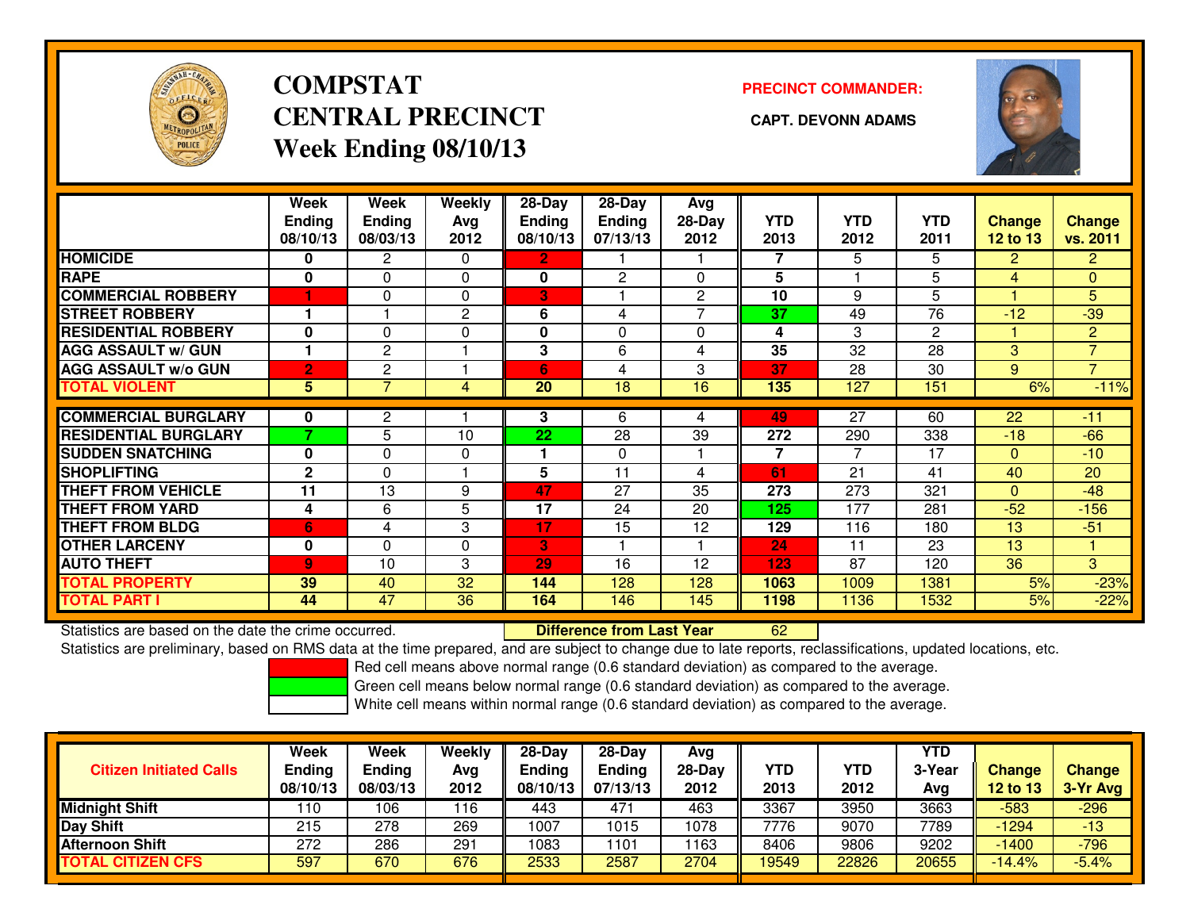# COMPSTAT
# CENTRAL PRECINCT
## Week Ending 08/10/13

**PRECINCT COMMANDER:**

**CAPT. DEVONN ADAMS**

| | Week Ending 08/10/13 | Week Ending 08/03/13 | Weekly Avg 2012 | 28-Day Ending 08/10/13 | 28-Day Ending 07/13/13 | Avg 28-Day 2012 | YTD 2013 | YTD 2012 | YTD 2011 | Change 12 to 13 | Change vs. 2011 |
|---|---|---|---|---|---|---|---|---|---|---|---|
| HOMICIDE | 0 | 2 | 0 | 2 | 1 | 1 | 7 | 5 | 5 | 2 | 2 |
| RAPE | 0 | 0 | 0 | 0 | 2 | 0 | 5 | 1 | 5 | 4 | 0 |
| COMMERCIAL ROBBERY | 1 | 0 | 0 | 3 | 1 | 2 | 10 | 9 | 5 | 1 | 5 |
| STREET ROBBERY | 1 | 1 | 2 | 6 | 4 | 7 | 37 | 49 | 76 | -12 | -39 |
| RESIDENTIAL ROBBERY | 0 | 0 | 0 | 0 | 0 | 0 | 4 | 3 | 2 | 1 | 2 |
| AGG ASSAULT w/ GUN | 1 | 2 | 1 | 3 | 6 | 4 | 35 | 32 | 28 | 3 | 7 |
| AGG ASSAULT w/o GUN | 2 | 2 | 1 | 6 | 4 | 3 | 37 | 28 | 30 | 9 | 7 |
| TOTAL VIOLENT | 5 | 7 | 4 | 20 | 18 | 16 | 135 | 127 | 151 | 6% | -11% |
| COMMERCIAL BURGLARY | 0 | 2 | 1 | 3 | 6 | 4 | 49 | 27 | 60 | 22 | -11 |
| RESIDENTIAL BURGLARY | 7 | 5 | 10 | 22 | 28 | 39 | 272 | 290 | 338 | -18 | -66 |
| SUDDEN SNATCHING | 0 | 0 | 0 | 1 | 0 | 1 | 7 | 7 | 17 | 0 | -10 |
| SHOPLIFTING | 2 | 0 | 1 | 5 | 11 | 4 | 61 | 21 | 41 | 40 | 20 |
| THEFT FROM VEHICLE | 11 | 13 | 9 | 47 | 27 | 35 | 273 | 273 | 321 | 0 | -48 |
| THEFT FROM YARD | 4 | 6 | 5 | 17 | 24 | 20 | 125 | 177 | 281 | -52 | -156 |
| THEFT FROM BLDG | 6 | 4 | 3 | 17 | 15 | 12 | 129 | 116 | 180 | 13 | -51 |
| OTHER LARCENY | 0 | 0 | 0 | 3 | 1 | 1 | 24 | 11 | 23 | 13 | 1 |
| AUTO THEFT | 9 | 10 | 3 | 29 | 16 | 12 | 123 | 87 | 120 | 36 | 3 |
| TOTAL PROPERTY | 39 | 40 | 32 | 144 | 128 | 128 | 1063 | 1009 | 1381 | 5% | -23% |
| TOTAL PART I | 44 | 47 | 36 | 164 | 146 | 145 | 1198 | 1136 | 1532 | 5% | -22% |

Statistics are based on the date the crime occurred. **Difference from Last Year** 62

Statistics are preliminary, based on RMS data at the time prepared, and are subject to change due to late reports, reclassifications, updated locations, etc.

Red cell means above normal range (0.6 standard deviation) as compared to the average.
Green cell means below normal range (0.6 standard deviation) as compared to the average.
White cell means within normal range (0.6 standard deviation) as compared to the average.

| Citizen Initiated Calls | Week Ending 08/10/13 | Week Ending 08/03/13 | Weekly Avg 2012 | 28-Day Ending 08/10/13 | 28-Day Ending 07/13/13 | Avg 28-Day 2012 | YTD 2013 | YTD 2012 | YTD 3-Year Avg | Change 12 to 13 | Change 3-Yr Avg |
|---|---|---|---|---|---|---|---|---|---|---|---|
| Midnight Shift | 110 | 106 | 116 | 443 | 471 | 463 | 3367 | 3950 | 3663 | -583 | -296 |
| Day Shift | 215 | 278 | 269 | 1007 | 1015 | 1078 | 7776 | 9070 | 7789 | -1294 | -13 |
| Afternoon Shift | 272 | 286 | 291 | 1083 | 1101 | 1163 | 8406 | 9806 | 9202 | -1400 | -796 |
| TOTAL CITIZEN CFS | 597 | 670 | 676 | 2533 | 2587 | 2704 | 19549 | 22826 | 20655 | -14.4% | -5.4% |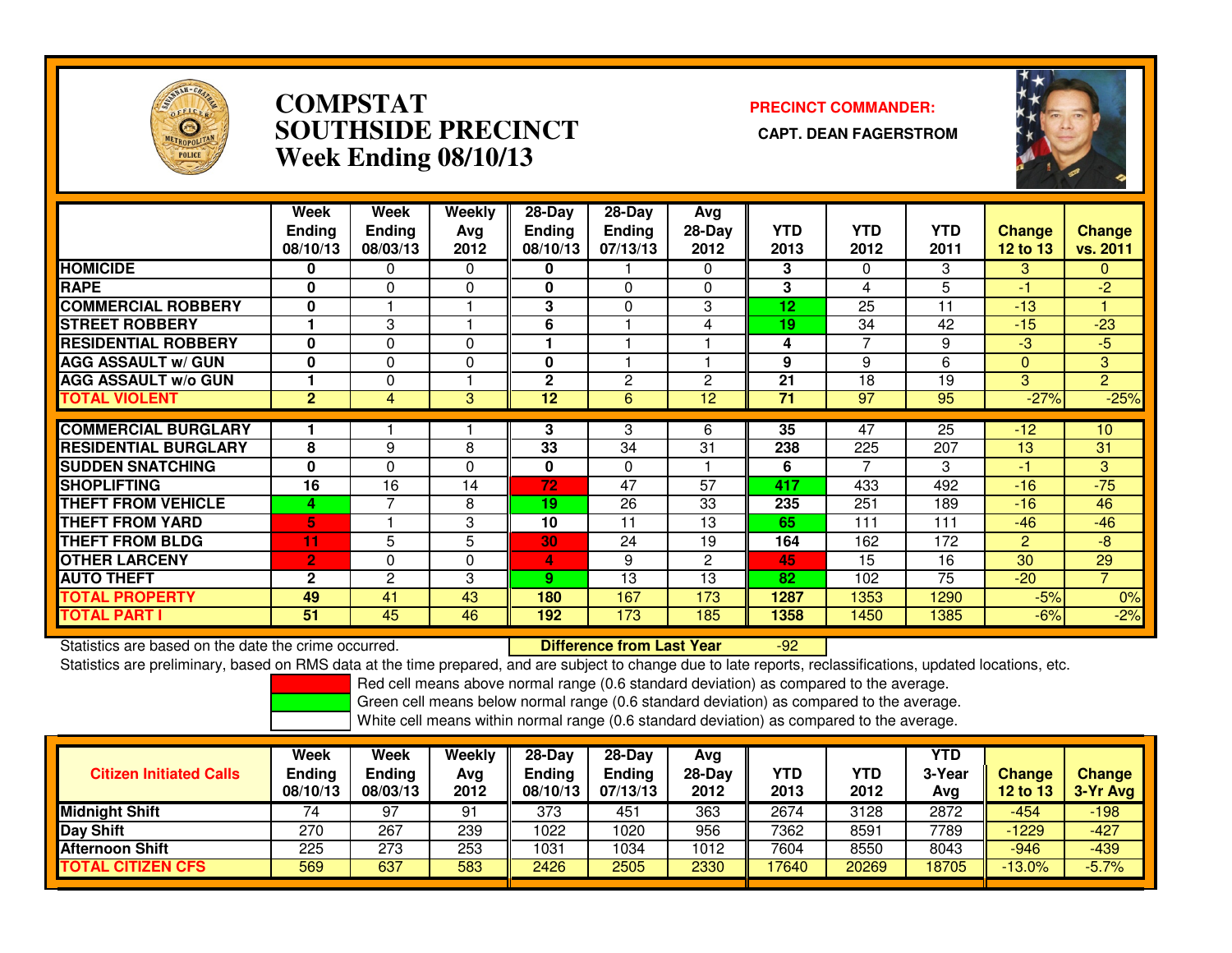# COMPSTAT SOUTHSIDE PRECINCT Week Ending 08/10/13

**PRECINCT COMMANDER:**
**CAPT. DEAN FAGERSTROM**

| | Week Ending 08/10/13 | Week Ending 08/03/13 | Weekly Avg 2012 | 28-Day Ending 08/10/13 | 28-Day Ending 07/13/13 | Avg 28-Day 2012 | YTD 2013 | YTD 2012 | YTD 2011 | Change 12 to 13 | Change vs. 2011 |
|---|---|---|---|---|---|---|---|---|---|---|---|
| HOMICIDE | 0 | 0 | 0 | 0 | 1 | 0 | 3 | 0 | 3 | 3 | 0 |
| RAPE | 0 | 0 | 0 | 0 | 0 | 0 | 3 | 4 | 5 | -1 | -2 |
| COMMERCIAL ROBBERY | 0 | 1 | 1 | 3 | 0 | 3 | 12 | 25 | 11 | -13 | 1 |
| STREET ROBBERY | 1 | 3 | 1 | 6 | 1 | 4 | 19 | 34 | 42 | -15 | -23 |
| RESIDENTIAL ROBBERY | 0 | 0 | 0 | 1 | 1 | 1 | 4 | 7 | 9 | -3 | -5 |
| AGG ASSAULT w/ GUN | 0 | 0 | 0 | 0 | 1 | 1 | 9 | 9 | 6 | 0 | 3 |
| AGG ASSAULT w/o GUN | 1 | 0 | 1 | 2 | 2 | 2 | 21 | 18 | 19 | 3 | 2 |
| TOTAL VIOLENT | 2 | 4 | 3 | 12 | 6 | 12 | 71 | 97 | 95 | -27% | -25% |
| COMMERCIAL BURGLARY | 1 | 1 | 1 | 3 | 3 | 6 | 35 | 47 | 25 | -12 | 10 |
| RESIDENTIAL BURGLARY | 8 | 9 | 8 | 33 | 34 | 31 | 238 | 225 | 207 | 13 | 31 |
| SUDDEN SNATCHING | 0 | 0 | 0 | 0 | 0 | 1 | 6 | 7 | 3 | -1 | 3 |
| SHOPLIFTING | 16 | 16 | 14 | 72 | 47 | 57 | 417 | 433 | 492 | -16 | -75 |
| THEFT FROM VEHICLE | 4 | 7 | 8 | 19 | 26 | 33 | 235 | 251 | 189 | -16 | 46 |
| THEFT FROM YARD | 5 | 1 | 3 | 10 | 11 | 13 | 65 | 111 | 111 | -46 | -46 |
| THEFT FROM BLDG | 11 | 5 | 5 | 30 | 24 | 19 | 164 | 162 | 172 | 2 | -8 |
| OTHER LARCENY | 2 | 0 | 0 | 4 | 9 | 2 | 45 | 15 | 16 | 30 | 29 |
| AUTO THEFT | 2 | 2 | 3 | 9 | 13 | 13 | 82 | 102 | 75 | -20 | 7 |
| TOTAL PROPERTY | 49 | 41 | 43 | 180 | 167 | 173 | 1287 | 1353 | 1290 | -5% | 0% |
| TOTAL PART I | 51 | 45 | 46 | 192 | 173 | 185 | 1358 | 1450 | 1385 | -6% | -2% |

Statistics are based on the date the crime occurred. **Difference from Last Year** -92

Statistics are preliminary, based on RMS data at the time prepared, and are subject to change due to late reports, reclassifications, updated locations, etc.

Red cell means above normal range (0.6 standard deviation) as compared to the average.
Green cell means below normal range (0.6 standard deviation) as compared to the average.
White cell means within normal range (0.6 standard deviation) as compared to the average.

| Citizen Initiated Calls | Week Ending 08/10/13 | Week Ending 08/03/13 | Weekly Avg 2012 | 28-Day Ending 08/10/13 | 28-Day Ending 07/13/13 | Avg 28-Day 2012 | YTD 2013 | YTD 2012 | YTD 3-Year Avg | Change 12 to 13 | Change 3-Yr Avg |
|---|---|---|---|---|---|---|---|---|---|---|---|
| Midnight Shift | 74 | 97 | 91 | 373 | 451 | 363 | 2674 | 3128 | 2872 | -454 | -198 |
| Day Shift | 270 | 267 | 239 | 1022 | 1020 | 956 | 7362 | 8591 | 7789 | -1229 | -427 |
| Afternoon Shift | 225 | 273 | 253 | 1031 | 1034 | 1012 | 7604 | 8550 | 8043 | -946 | -439 |
| TOTAL CITIZEN CFS | 569 | 637 | 583 | 2426 | 2505 | 2330 | 17640 | 20269 | 18705 | -13.0% | -5.7% |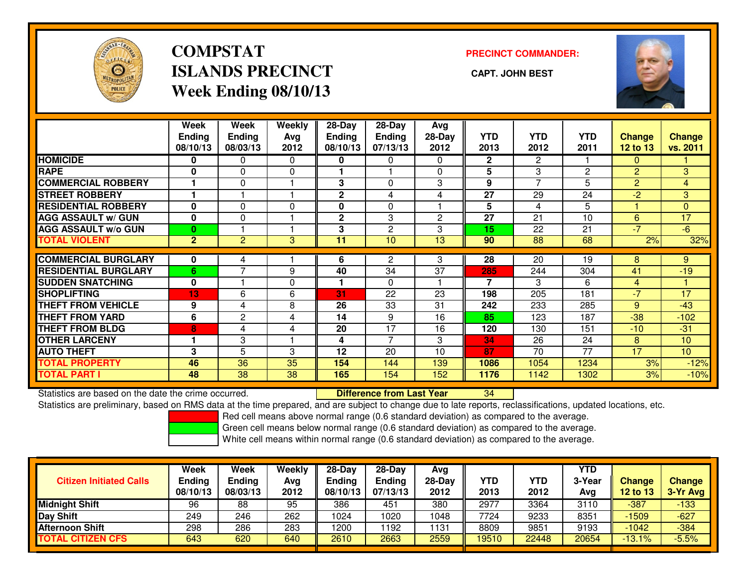# COMPSTAT
# ISLANDS PRECINCT
# Week Ending 08/10/13

**PRECINCT COMMANDER:**

**CAPT. JOHN BEST**

| | Week Ending 08/10/13 | Week Ending 08/03/13 | Weekly Avg 2012 | 28-Day Ending 08/10/13 | 28-Day Ending 07/13/13 | Avg 28-Day 2012 | YTD 2013 | YTD 2012 | YTD 2011 | Change 12 to 13 | Change vs. 2011 |
|---|---|---|---|---|---|---|---|---|---|---|---|
| HOMICIDE | 0 | 0 | 0 | 0 | 0 | 0 | 2 | 2 | 1 | 0 | 1 |
| RAPE | 0 | 0 | 0 | 1 | 1 | 0 | 5 | 3 | 2 | 2 | 3 |
| COMMERCIAL ROBBERY | 1 | 0 | 1 | 3 | 0 | 3 | 9 | 7 | 5 | 2 | 4 |
| STREET ROBBERY | 1 | 1 | 1 | 2 | 4 | 4 | 27 | 29 | 24 | -2 | 3 |
| RESIDENTIAL ROBBERY | 0 | 0 | 0 | 0 | 0 | 1 | 5 | 4 | 5 | 1 | 0 |
| AGG ASSAULT w/ GUN | 0 | 0 | 1 | 2 | 3 | 2 | 27 | 21 | 10 | 6 | 17 |
| AGG ASSAULT w/o GUN | 0 | 1 | 1 | 3 | 2 | 3 | 15 | 22 | 21 | -7 | -6 |
| TOTAL VIOLENT | 2 | 2 | 3 | 11 | 10 | 13 | 90 | 88 | 68 | 2% | 32% |
| COMMERCIAL BURGLARY | 0 | 4 | 1 | 6 | 2 | 3 | 28 | 20 | 19 | 8 | 9 |
| RESIDENTIAL BURGLARY | 6 | 7 | 9 | 40 | 34 | 37 | 285 | 244 | 304 | 41 | -19 |
| SUDDEN SNATCHING | 0 | 1 | 0 | 1 | 0 | 1 | 7 | 3 | 6 | 4 | 1 |
| SHOPLIFTING | 13 | 6 | 6 | 31 | 22 | 23 | 198 | 205 | 181 | -7 | 17 |
| THEFT FROM VEHICLE | 9 | 4 | 8 | 26 | 33 | 31 | 242 | 233 | 285 | 9 | -43 |
| THEFT FROM YARD | 6 | 2 | 4 | 14 | 9 | 16 | 85 | 123 | 187 | -38 | -102 |
| THEFT FROM BLDG | 8 | 4 | 4 | 20 | 17 | 16 | 120 | 130 | 151 | -10 | -31 |
| OTHER LARCENY | 1 | 3 | 1 | 4 | 7 | 3 | 34 | 26 | 24 | 8 | 10 |
| AUTO THEFT | 3 | 5 | 3 | 12 | 20 | 10 | 87 | 70 | 77 | 17 | 10 |
| TOTAL PROPERTY | 46 | 36 | 35 | 154 | 144 | 139 | 1086 | 1054 | 1234 | 3% | -12% |
| TOTAL PART I | 48 | 38 | 38 | 165 | 154 | 152 | 1176 | 1142 | 1302 | 3% | -10% |

Statistics are based on the date the crime occurred. **Difference from Last Year** 34

Statistics are preliminary, based on RMS data at the time prepared, and are subject to change due to late reports, reclassifications, updated locations, etc.

Red cell means above normal range (0.6 standard deviation) as compared to the average.

Green cell means below normal range (0.6 standard deviation) as compared to the average.

White cell means within normal range (0.6 standard deviation) as compared to the average.

| Citizen Initiated Calls | Week Ending 08/10/13 | Week Ending 08/03/13 | Weekly Avg 2012 | 28-Day Ending 08/10/13 | 28-Day Ending 07/13/13 | Avg 28-Day 2012 | YTD 2013 | YTD 2012 | YTD 3-Year Avg | Change 12 to 13 | Change 3-Yr Avg |
|---|---|---|---|---|---|---|---|---|---|---|---|
| Midnight Shift | 96 | 88 | 95 | 386 | 451 | 380 | 2977 | 3364 | 3110 | -387 | -133 |
| Day Shift | 249 | 246 | 262 | 1024 | 1020 | 1048 | 7724 | 9233 | 8351 | -1509 | -627 |
| Afternoon Shift | 298 | 286 | 283 | 1200 | 1192 | 1131 | 8809 | 9851 | 9193 | -1042 | -384 |
| TOTAL CITIZEN CFS | 643 | 620 | 640 | 2610 | 2663 | 2559 | 19510 | 22448 | 20654 | -13.1% | -5.5% |